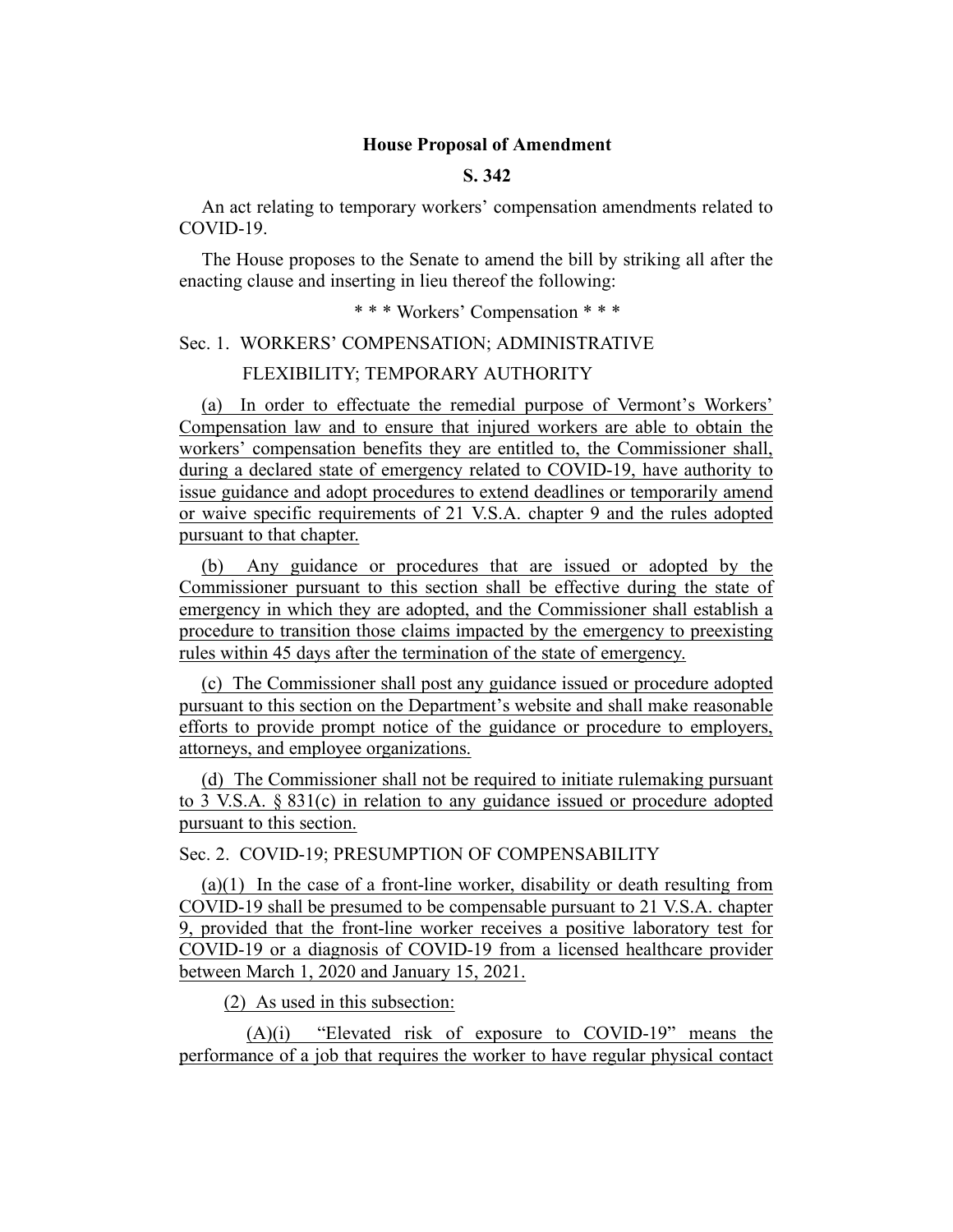**House Proposal of Amendment**

**S. 342**

An act relating to temporary workers' compensation amendments related to COVID-19.

The House proposes to the Senate to amend the bill by striking all after the enacting clause and inserting in lieu thereof the following:

\* \* \* Workers' Compensation \* \* \*

Sec. 1. WORKERS' COMPENSATION; ADMINISTRATIVE FLEXIBILITY; TEMPORARY AUTHORITY

(a) In order to effectuate the remedial purpose of Vermont's Workers' Compensation law and to ensure that injured workers are able to obtain the workers' compensation benefits they are entitled to, the Commissioner shall, during a declared state of emergency related to COVID-19, have authority to issue guidance and adopt procedures to extend deadlines or temporarily amend or waive specific requirements of 21 V.S.A. chapter 9 and the rules adopted pursuant to that chapter.

(b) Any guidance or procedures that are issued or adopted by the Commissioner pursuant to this section shall be effective during the state of emergency in which they are adopted, and the Commissioner shall establish a procedure to transition those claims impacted by the emergency to preexisting rules within 45 days after the termination of the state of emergency.

(c) The Commissioner shall post any guidance issued or procedure adopted pursuant to this section on the Department's website and shall make reasonable efforts to provide prompt notice of the guidance or procedure to employers, attorneys, and employee organizations.

(d) The Commissioner shall not be required to initiate rulemaking pursuant to 3 V.S.A. § 831(c) in relation to any guidance issued or procedure adopted pursuant to this section.

Sec. 2. COVID-19; PRESUMPTION OF COMPENSABILITY

(a)(1) In the case of a front-line worker, disability or death resulting from COVID-19 shall be presumed to be compensable pursuant to 21 V.S.A. chapter 9, provided that the front-line worker receives a positive laboratory test for COVID-19 or a diagnosis of COVID-19 from a licensed healthcare provider between March 1, 2020 and January 15, 2021.

(2) As used in this subsection:

(A)(i) "Elevated risk of exposure to COVID-19" means the performance of a job that requires the worker to have regular physical contact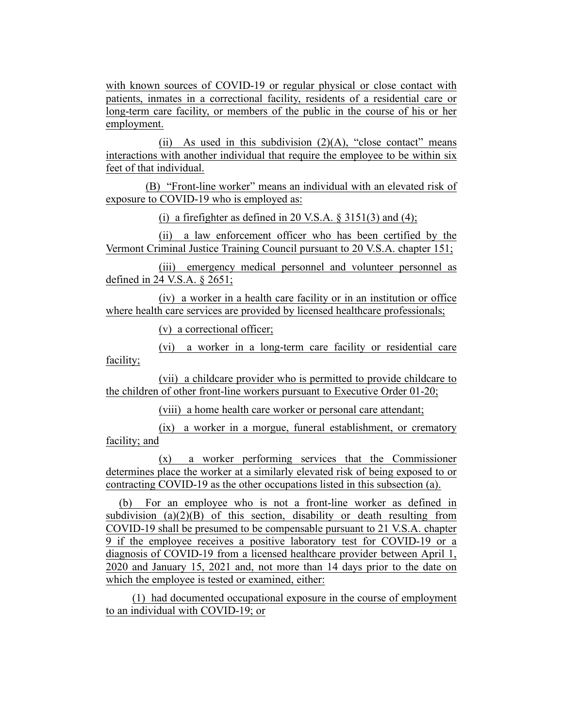with known sources of COVID-19 or regular physical or close contact with patients, inmates in a correctional facility, residents of a residential care or long-term care facility, or members of the public in the course of his or her employment.

(ii) As used in this subdivision (2)(A), "close contact" means interactions with another individual that require the employee to be within six feet of that individual.

(B) "Front-line worker" means an individual with an elevated risk of exposure to COVID-19 who is employed as:

(i) a firefighter as defined in 20 V.S.A. § 3151(3) and (4);

(ii) a law enforcement officer who has been certified by the Vermont Criminal Justice Training Council pursuant to 20 V.S.A. chapter 151;

(iii) emergency medical personnel and volunteer personnel as defined in 24 V.S.A. § 2651;

(iv) a worker in a health care facility or in an institution or office where health care services are provided by licensed healthcare professionals;

(v) a correctional officer;

(vi) a worker in a long-term care facility or residential care facility;

(vii) a childcare provider who is permitted to provide childcare to the children of other front-line workers pursuant to Executive Order 01-20;

(viii) a home health care worker or personal care attendant;

(ix) a worker in a morgue, funeral establishment, or crematory facility; and

(x) a worker performing services that the Commissioner determines place the worker at a similarly elevated risk of being exposed to or contracting COVID-19 as the other occupations listed in this subsection (a).

(b) For an employee who is not a front-line worker as defined in subdivision (a)(2)(B) of this section, disability or death resulting from COVID-19 shall be presumed to be compensable pursuant to 21 V.S.A. chapter 9 if the employee receives a positive laboratory test for COVID-19 or a diagnosis of COVID-19 from a licensed healthcare provider between April 1, 2020 and January 15, 2021 and, not more than 14 days prior to the date on which the employee is tested or examined, either:

(1) had documented occupational exposure in the course of employment to an individual with COVID-19; or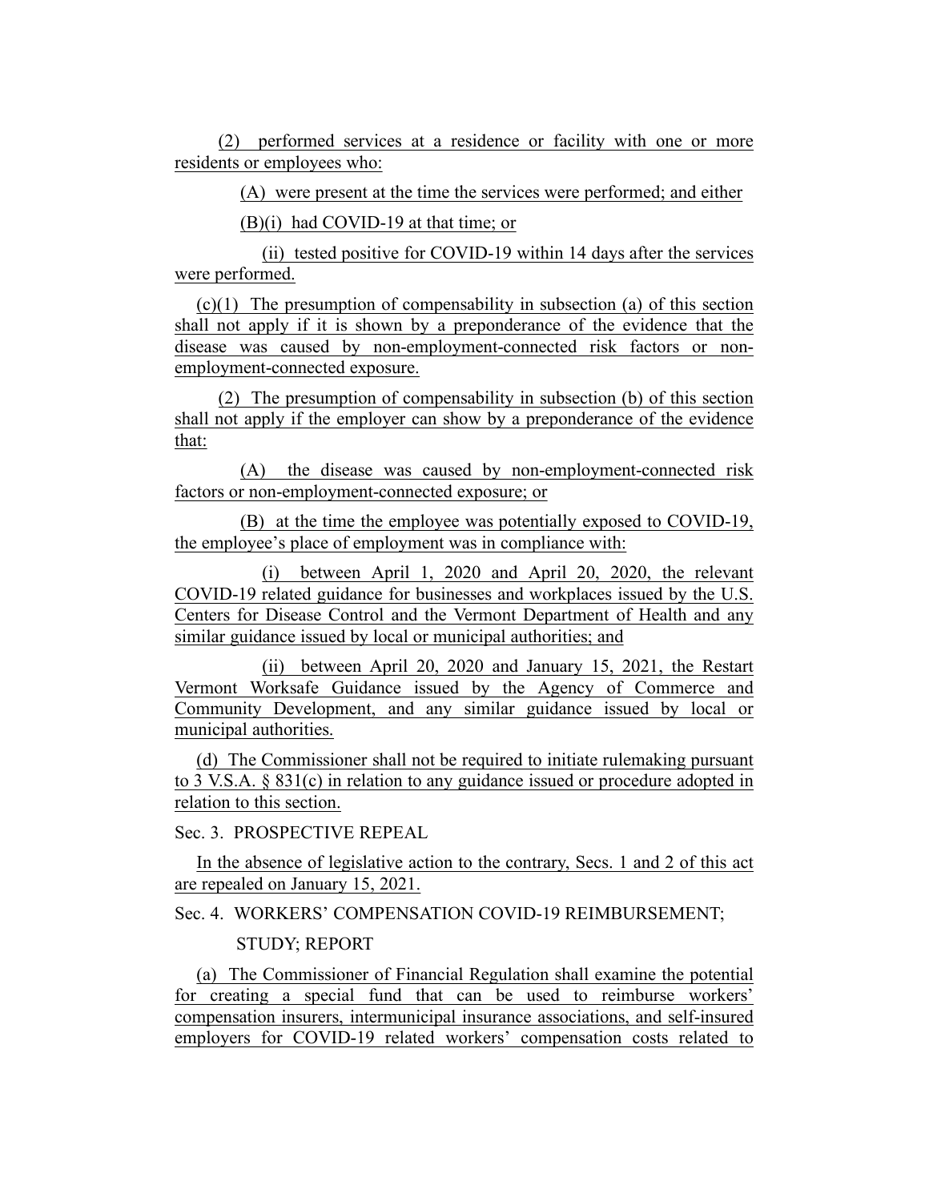(2) performed services at a residence or facility with one or more residents or employees who:

(A) were present at the time the services were performed; and either

(B)(i) had COVID-19 at that time; or

(ii) tested positive for COVID-19 within 14 days after the services were performed.

(c)(1) The presumption of compensability in subsection (a) of this section shall not apply if it is shown by a preponderance of the evidence that the disease was caused by non-employment-connected risk factors or non-employment-connected exposure.

(2) The presumption of compensability in subsection (b) of this section shall not apply if the employer can show by a preponderance of the evidence that:

(A) the disease was caused by non-employment-connected risk factors or non-employment-connected exposure; or

(B) at the time the employee was potentially exposed to COVID-19, the employee's place of employment was in compliance with:

(i) between April 1, 2020 and April 20, 2020, the relevant COVID-19 related guidance for businesses and workplaces issued by the U.S. Centers for Disease Control and the Vermont Department of Health and any similar guidance issued by local or municipal authorities; and

(ii) between April 20, 2020 and January 15, 2021, the Restart Vermont Worksafe Guidance issued by the Agency of Commerce and Community Development, and any similar guidance issued by local or municipal authorities.

(d) The Commissioner shall not be required to initiate rulemaking pursuant to 3 V.S.A. § 831(c) in relation to any guidance issued or procedure adopted in relation to this section.

Sec. 3. PROSPECTIVE REPEAL

In the absence of legislative action to the contrary, Secs. 1 and 2 of this act are repealed on January 15, 2021.

Sec. 4. WORKERS' COMPENSATION COVID-19 REIMBURSEMENT; STUDY; REPORT

(a) The Commissioner of Financial Regulation shall examine the potential for creating a special fund that can be used to reimburse workers' compensation insurers, intermunicipal insurance associations, and self-insured employers for COVID-19 related workers' compensation costs related to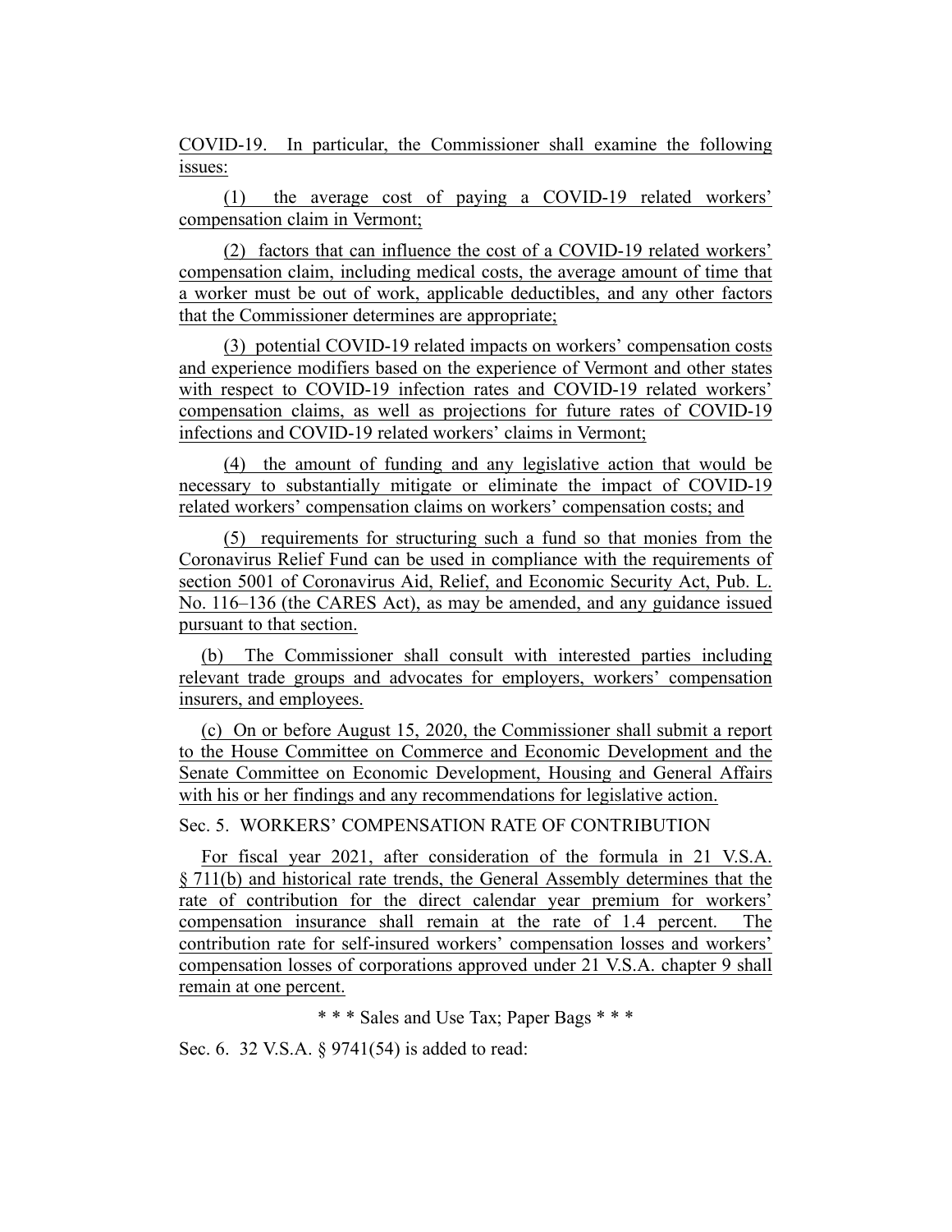COVID-19. In particular, the Commissioner shall examine the following issues:

(1) the average cost of paying a COVID-19 related workers' compensation claim in Vermont;

(2) factors that can influence the cost of a COVID-19 related workers' compensation claim, including medical costs, the average amount of time that a worker must be out of work, applicable deductibles, and any other factors that the Commissioner determines are appropriate;

(3) potential COVID-19 related impacts on workers' compensation costs and experience modifiers based on the experience of Vermont and other states with respect to COVID-19 infection rates and COVID-19 related workers' compensation claims, as well as projections for future rates of COVID-19 infections and COVID-19 related workers' claims in Vermont;

(4) the amount of funding and any legislative action that would be necessary to substantially mitigate or eliminate the impact of COVID-19 related workers' compensation claims on workers' compensation costs; and

(5) requirements for structuring such a fund so that monies from the Coronavirus Relief Fund can be used in compliance with the requirements of section 5001 of Coronavirus Aid, Relief, and Economic Security Act, Pub. L. No. 116–136 (the CARES Act), as may be amended, and any guidance issued pursuant to that section.

(b) The Commissioner shall consult with interested parties including relevant trade groups and advocates for employers, workers' compensation insurers, and employees.

(c) On or before August 15, 2020, the Commissioner shall submit a report to the House Committee on Commerce and Economic Development and the Senate Committee on Economic Development, Housing and General Affairs with his or her findings and any recommendations for legislative action.

Sec. 5. WORKERS' COMPENSATION RATE OF CONTRIBUTION

For fiscal year 2021, after consideration of the formula in 21 V.S.A. § 711(b) and historical rate trends, the General Assembly determines that the rate of contribution for the direct calendar year premium for workers' compensation insurance shall remain at the rate of 1.4 percent. The contribution rate for self-insured workers' compensation losses and workers' compensation losses of corporations approved under 21 V.S.A. chapter 9 shall remain at one percent.

\* \* \* Sales and Use Tax; Paper Bags \* \* \*

Sec. 6. 32 V.S.A. § 9741(54) is added to read: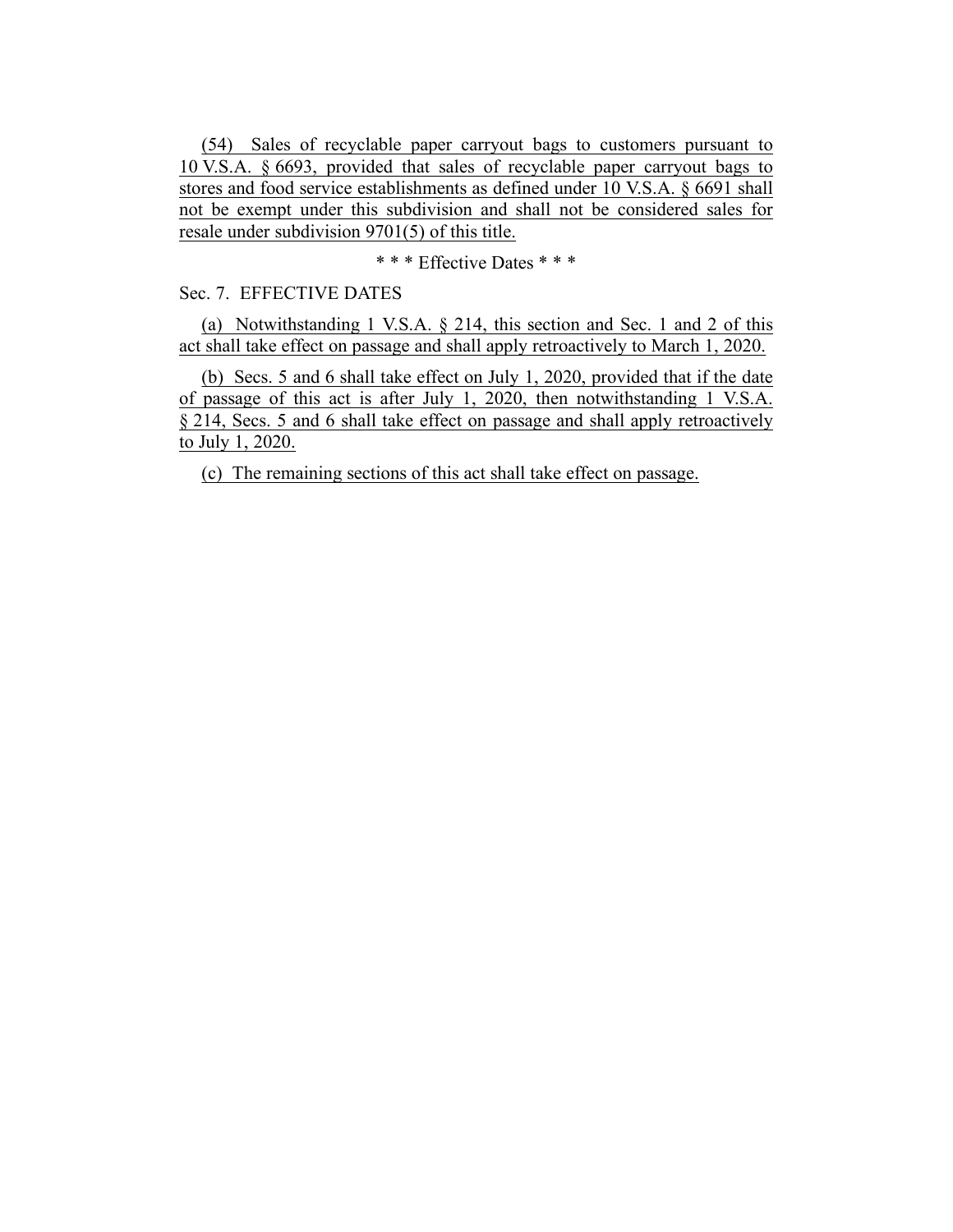(54) Sales of recyclable paper carryout bags to customers pursuant to 10 V.S.A. § 6693, provided that sales of recyclable paper carryout bags to stores and food service establishments as defined under 10 V.S.A. § 6691 shall not be exempt under this subdivision and shall not be considered sales for resale under subdivision 9701(5) of this title.

* * * Effective Dates * * *

Sec. 7. EFFECTIVE DATES

(a) Notwithstanding 1 V.S.A. § 214, this section and Sec. 1 and 2 of this act shall take effect on passage and shall apply retroactively to March 1, 2020.

(b) Secs. 5 and 6 shall take effect on July 1, 2020, provided that if the date of passage of this act is after July 1, 2020, then notwithstanding 1 V.S.A. § 214, Secs. 5 and 6 shall take effect on passage and shall apply retroactively to July 1, 2020.

(c) The remaining sections of this act shall take effect on passage.